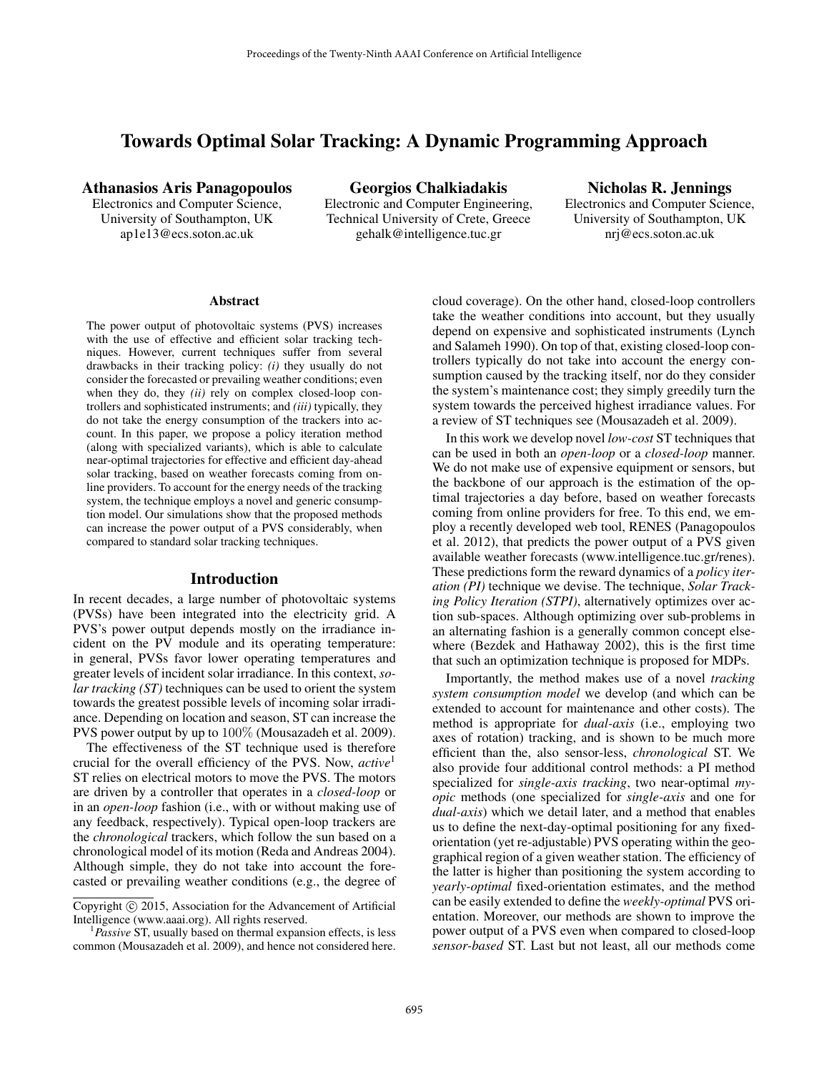# Towards Optimal Solar Tracking: A Dynamic Programming Approach

**Athanasios Aris Panagopoulos**
Electronics and Computer Science,
University of Southampton, UK
ap1e13@ecs.soton.ac.uk

**Georgios Chalkiadakis**
Electronic and Computer Engineering,
Technical University of Crete, Greece
gehalk@intelligence.tuc.gr

**Nicholas R. Jennings**
Electronics and Computer Science,
University of Southampton, UK
nrj@ecs.soton.ac.uk

## Abstract

The power output of photovoltaic systems (PVS) increases with the use of effective and efficient solar tracking techniques. However, current techniques suffer from several drawbacks in their tracking policy: *(i)* they usually do not consider the forecasted or prevailing weather conditions; even when they do, they *(ii)* rely on complex closed-loop controllers and sophisticated instruments; and *(iii)* typically, they do not take the energy consumption of the trackers into account. In this paper, we propose a policy iteration method (along with specialized variants), which is able to calculate near-optimal trajectories for effective and efficient day-ahead solar tracking, based on weather forecasts coming from online providers. To account for the energy needs of the tracking system, the technique employs a novel and generic consumption model. Our simulations show that the proposed methods can increase the power output of a PVS considerably, when compared to standard solar tracking techniques.

## Introduction

In recent decades, a large number of photovoltaic systems (PVSs) have been integrated into the electricity grid. A PVS's power output depends mostly on the irradiance incident on the PV module and its operating temperature: in general, PVSs favor lower operating temperatures and greater levels of incident solar irradiance. In this context, *solar tracking (ST)* techniques can be used to orient the system towards the greatest possible levels of incoming solar irradiance. Depending on location and season, ST can increase the PVS power output by up to $100\%$ (Mousazadeh et al. 2009).

The effectiveness of the ST technique used is therefore crucial for the overall efficiency of the PVS. Now, *active*[1] ST relies on electrical motors to move the PVS. The motors are driven by a controller that operates in a *closed-loop* or in an *open-loop* fashion (i.e., with or without making use of any feedback, respectively). Typical open-loop trackers are the *chronological* trackers, which follow the sun based on a chronological model of its motion (Reda and Andreas 2004). Although simple, they do not take into account the forecasted or prevailing weather conditions (e.g., the degree of cloud coverage). On the other hand, closed-loop controllers take the weather conditions into account, but they usually depend on expensive and sophisticated instruments (Lynch and Salameh 1990). On top of that, existing closed-loop controllers typically do not take into account the energy consumption caused by the tracking itself, nor do they consider the system's maintenance cost; they simply greedily turn the system towards the perceived highest irradiance values. For a review of ST techniques see (Mousazadeh et al. 2009).

In this work we develop novel *low-cost* ST techniques that can be used in both an *open-loop* or a *closed-loop* manner. We do not make use of expensive equipment or sensors, but the backbone of our approach is the estimation of the optimal trajectories a day before, based on weather forecasts coming from online providers for free. To this end, we employ a recently developed web tool, RENES (Panagopoulos et al. 2012), that predicts the power output of a PVS given available weather forecasts (www.intelligence.tuc.gr/renes). These predictions form the reward dynamics of a *policy iteration (PI)* technique we devise. The technique, *Solar Tracking Policy Iteration (STPI)*, alternatively optimizes over action sub-spaces. Although optimizing over sub-problems in an alternating fashion is a generally common concept elsewhere (Bezdek and Hathaway 2002), this is the first time that such an optimization technique is proposed for MDPs.

Importantly, the method makes use of a novel *tracking system consumption model* we develop (and which can be extended to account for maintenance and other costs). The method is appropriate for *dual-axis* (i.e., employing two axes of rotation) tracking, and is shown to be much more efficient than the, also sensor-less, *chronological* ST. We also provide four additional control methods: a PI method specialized for *single-axis tracking*, two near-optimal *myopic* methods (one specialized for *single-axis* and one for *dual-axis*) which we detail later, and a method that enables us to define the next-day-optimal positioning for any fixed-orientation (yet re-adjustable) PVS operating within the geographical region of a given weather station. The efficiency of the latter is higher than positioning the system according to *yearly-optimal* fixed-orientation estimates, and the method can be easily extended to define the *weekly-optimal* PVS orientation. Moreover, our methods are shown to improve the power output of a PVS even when compared to closed-loop *sensor-based* ST. Last but not least, all our methods come

---

Copyright © 2015, Association for the Advancement of Artificial Intelligence (www.aaai.org). All rights reserved.

[1] *Passive* ST, usually based on thermal expansion effects, is less common (Mousazadeh et al. 2009), and hence not considered here.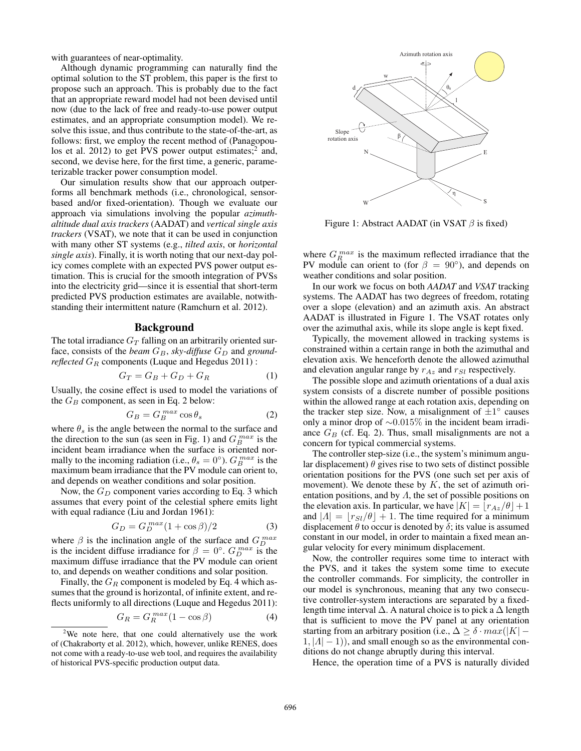with guarantees of near-optimality.

Although dynamic programming can naturally find the optimal solution to the ST problem, this paper is the first to propose such an approach. This is probably due to the fact that an appropriate reward model had not been devised until now (due to the lack of free and ready-to-use power output estimates, and an appropriate consumption model). We resolve this issue, and thus contribute to the state-of-the-art, as follows: first, we employ the recent method of (Panagopoulos et al. 2012) to get PVS power output estimates;[2] and, second, we devise here, for the first time, a generic, parameterizable tracker power consumption model.

Our simulation results show that our approach outperforms all benchmark methods (i.e., chronological, sensor-based and/or fixed-orientation). Though we evaluate our approach via simulations involving the popular *azimuth-altitude dual axis trackers* (AADAT) and *vertical single axis trackers* (VSAT), we note that it can be used in conjunction with many other ST systems (e.g., *tilted axis*, or *horizontal single axis*). Finally, it is worth noting that our next-day policy comes complete with an expected PVS power output estimation. This is crucial for the smooth integration of PVSs into the electricity grid—since it is essential that short-term predicted PVS production estimates are available, notwithstanding their intermittent nature (Ramchurn et al. 2012).

## Background

The total irradiance $G_T$ falling on an arbitrarily oriented surface, consists of the *beam* $G_B$, *sky-diffuse* $G_D$ and *ground-reflected* $G_R$ components (Luque and Hegedus 2011) :

$$G_T = G_B + G_D + G_R \tag{1}$$

Usually, the cosine effect is used to model the variations of the $G_B$ component, as seen in Eq. 2 below:

$$G_B = G_B^{max} \cos\theta_s \tag{2}$$

where $\theta_s$ is the angle between the normal to the surface and the direction to the sun (as seen in Fig. 1) and $G_B^{max}$ is the incident beam irradiance when the surface is oriented normally to the incoming radiation (i.e., $\theta_s = 0°$). $G_B^{max}$ is the maximum beam irradiance that the PV module can orient to, and depends on weather conditions and solar position.

Now, the $G_D$ component varies according to Eq. 3 which assumes that every point of the celestial sphere emits light with equal radiance (Liu and Jordan 1961):

$$G_D = G_D^{max}(1 + \cos\beta)/2 \tag{3}$$

where $\beta$ is the inclination angle of the surface and $G_D^{max}$ is the incident diffuse irradiance for $\beta = 0°$. $G_D^{max}$ is the maximum diffuse irradiance that the PV module can orient to, and depends on weather conditions and solar position.

Finally, the $G_R$ component is modeled by Eq. 4 which assumes that the ground is horizontal, of infinite extent, and reflects uniformly to all directions (Luque and Hegedus 2011):

$$G_R = G_R^{max}(1 - \cos\beta) \tag{4}$$

[2] We note here, that one could alternatively use the work of (Chakraborty et al. 2012), which, however, unlike RENES, does not come with a ready-to-use web tool, and requires the availability of historical PVS-specific production output data.

Figure 1: Abstract AADAT (in VSAT $\beta$ is fixed)

where $G_R^{max}$ is the maximum reflected irradiance that the PV module can orient to (for $\beta = 90°$), and depends on weather conditions and solar position.

In our work we focus on both *AADAT* and *VSAT* tracking systems. The AADAT has two degrees of freedom, rotating over a slope (elevation) and an azimuth axis. An abstract AADAT is illustrated in Figure 1. The VSAT rotates only over the azimuthal axis, while its slope angle is kept fixed.

Typically, the movement allowed in tracking systems is constrained within a certain range in both the azimuthal and elevation axis. We henceforth denote the allowed azimuthal and elevation angular range by $r_{Az}$ and $r_{Sl}$ respectively.

The possible slope and azimuth orientations of a dual axis system consists of a discrete number of possible positions within the allowed range at each rotation axis, depending on the tracker step size. Now, a misalignment of $\pm 1°$ causes only a minor drop of $\sim 0.015\%$ in the incident beam irradiance $G_B$ (cf. Eq. 2). Thus, small misalignments are not a concern for typical commercial systems.

The controller step-size (i.e., the system's minimum angular displacement) $\theta$ gives rise to two sets of distinct possible orientation positions for the PVS (one such set per axis of movement). We denote these by $K$, the set of azimuth orientation positions, and by $\Lambda$, the set of possible positions on the elevation axis. In particular, we have $|K| = \lfloor r_{Az}/\theta \rfloor + 1$ and $|\Lambda| = \lfloor r_{Sl}/\theta \rfloor + 1$. The time required for a minimum displacement $\theta$ to occur is denoted by $\delta$; its value is assumed constant in our model, in order to maintain a fixed mean angular velocity for every minimum displacement.

Now, the controller requires some time to interact with the PVS, and it takes the system some time to execute the controller commands. For simplicity, the controller in our model is synchronous, meaning that any two consecutive controller-system interactions are separated by a fixed-length time interval $\Delta$. A natural choice is to pick a $\Delta$ length that is sufficient to move the PV panel at any orientation starting from an arbitrary position (i.e., $\Delta \geq \delta \cdot max(|K| - 1, |\Lambda| - 1)$), and small enough so as the environmental conditions do not change abruptly during this interval.

Hence, the operation time of a PVS is naturally divided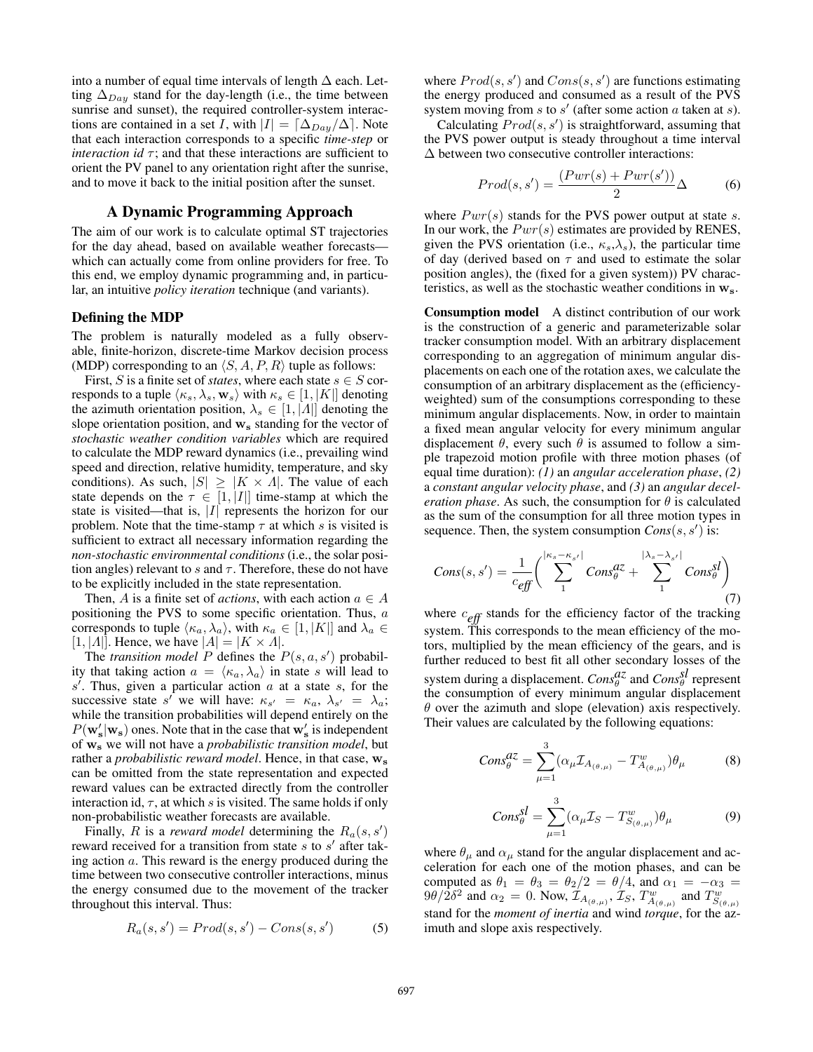into a number of equal time intervals of length $\Delta$ each. Letting $\Delta_{Day}$ stand for the day-length (i.e., the time between sunrise and sunset), the required controller-system interactions are contained in a set $I$, with $|I| = \lceil \Delta_{Day}/\Delta \rceil$. Note that each interaction corresponds to a specific *time-step* or *interaction id* $\tau$; and that these interactions are sufficient to orient the PV panel to any orientation right after the sunrise, and to move it back to the initial position after the sunset.

## A Dynamic Programming Approach

The aim of our work is to calculate optimal ST trajectories for the day ahead, based on available weather forecasts—which can actually come from online providers for free. To this end, we employ dynamic programming and, in particular, an intuitive *policy iteration* technique (and variants).

### Defining the MDP

The problem is naturally modeled as a fully observable, finite-horizon, discrete-time Markov decision process (MDP) corresponding to an $\langle S, A, P, R \rangle$ tuple as follows:

First, $S$ is a finite set of *states*, where each state $s \in S$ corresponds to a tuple $\langle \kappa_s, \lambda_s, \mathbf{w}_s \rangle$ with $\kappa_s \in [1, |K|]$ denoting the azimuth orientation position, $\lambda_s \in [1, |\Lambda|]$ denoting the slope orientation position, and $\mathbf{w_s}$ standing for the vector of *stochastic weather condition variables* which are required to calculate the MDP reward dynamics (i.e., prevailing wind speed and direction, relative humidity, temperature, and sky conditions). As such, $|S| \geq |K \times \Lambda|$. The value of each state depends on the $\tau \in [1, |I|]$ time-stamp at which the state is visited—that is, $|I|$ represents the horizon for our problem. Note that the time-stamp $\tau$ at which $s$ is visited is sufficient to extract all necessary information regarding the *non-stochastic environmental conditions* (i.e., the solar position angles) relevant to $s$ and $\tau$. Therefore, these do not have to be explicitly included in the state representation.

Then, $A$ is a finite set of *actions*, with each action $a \in A$ positioning the PVS to some specific orientation. Thus, $a$ corresponds to tuple $\langle \kappa_a, \lambda_a \rangle$, with $\kappa_a \in [1, |K|]$ and $\lambda_a \in [1, |\Lambda|]$. Hence, we have $|A| = |K \times \Lambda|$.

The *transition model* $P$ defines the $P(s, a, s')$ probability that taking action $a = \langle \kappa_a, \lambda_a \rangle$ in state $s$ will lead to $s'$. Thus, given a particular action $a$ at a state $s$, for the successive state $s'$ we will have: $\kappa_{s'} = \kappa_a$, $\lambda_{s'} = \lambda_a$; while the transition probabilities will depend entirely on the $P(\mathbf{w'_s}|\mathbf{w_s})$ ones. Note that in the case that $\mathbf{w'_s}$ is independent of $\mathbf{w_s}$ we will not have a *probabilistic transition model*, but rather a *probabilistic reward model*. Hence, in that case, $\mathbf{w_s}$ can be omitted from the state representation and expected reward values can be extracted directly from the controller interaction id, $\tau$, at which $s$ is visited. The same holds if only non-probabilistic weather forecasts are available.

Finally, $R$ is a *reward model* determining the $R_a(s, s')$ reward received for a transition from state $s$ to $s'$ after taking action $a$. This reward is the energy produced during the time between two consecutive controller interactions, minus the energy consumed due to the movement of the tracker throughout this interval. Thus:

$$R_a(s, s') = Prod(s, s') - Cons(s, s') \tag{5}$$

where $Prod(s, s')$ and $Cons(s, s')$ are functions estimating the energy produced and consumed as a result of the PVS system moving from $s$ to $s'$ (after some action $a$ taken at $s$).

Calculating $Prod(s, s')$ is straightforward, assuming that the PVS power output is steady throughout a time interval $\Delta$ between two consecutive controller interactions:

$$Prod(s, s') = \frac{(Pwr(s) + Pwr(s'))}{2} \Delta \tag{6}$$

where $Pwr(s)$ stands for the PVS power output at state $s$. In our work, the $Pwr(s)$ estimates are provided by RENES, given the PVS orientation (i.e., $\kappa_s$,$\lambda_s$), the particular time of day (derived based on $\tau$ and used to estimate the solar position angles), the (fixed for a given system)) PV characteristics, as well as the stochastic weather conditions in $\mathbf{w_s}$.

**Consumption model** A distinct contribution of our work is the construction of a generic and parameterizable solar tracker consumption model. With an arbitrary displacement corresponding to an aggregation of minimum angular displacements on each one of the rotation axes, we calculate the consumption of an arbitrary displacement as the (efficiency-weighted) sum of the consumptions corresponding to these minimum angular displacements. Now, in order to maintain a fixed mean angular velocity for every minimum angular displacement $\theta$, every such $\theta$ is assumed to follow a simple trapezoid motion profile with three motion phases (of equal time duration): *(1)* an *angular acceleration phase*, *(2)* a *constant angular velocity phase*, and *(3)* an *angular deceleration phase*. As such, the consumption for $\theta$ is calculated as the sum of the consumption for all three motion types in sequence. Then, the system consumption $Cons(s, s')$ is:

$$Cons(s, s') = \frac{1}{c_{eff}} \left( \sum_{1}^{|\kappa_s - \kappa_{s'}|} Cons_\theta^{az} + \sum_{1}^{|\lambda_s - \lambda_{s'}|} Cons_\theta^{sl} \right) \tag{7}$$

where $c_{eff}$ stands for the efficiency factor of the tracking system. This corresponds to the mean efficiency of the motors, multiplied by the mean efficiency of the gears, and is further reduced to best fit all other secondary losses of the system during a displacement. $Cons_\theta^{az}$ and $Cons_\theta^{sl}$ represent the consumption of every minimum angular displacement $\theta$ over the azimuth and slope (elevation) axis respectively. Their values are calculated by the following equations:

$$Cons_\theta^{az} = \sum_{\mu=1}^{3} (\alpha_\mu \mathcal{I}_{A_{(\theta,\mu)}} - T^w_{A_{(\theta,\mu)}}) \theta_\mu \tag{8}$$

$$Cons_\theta^{sl} = \sum_{\mu=1}^{3} (\alpha_\mu \mathcal{I}_S - T^w_{S_{(\theta,\mu)}}) \theta_\mu \tag{9}$$

where $\theta_\mu$ and $\alpha_\mu$ stand for the angular displacement and acceleration for each one of the motion phases, and can be computed as $\theta_1 = \theta_3 = \theta_2/2 = \theta/4$, and $\alpha_1 = -\alpha_3 = 9\theta/2\delta^2$ and $\alpha_2 = 0$. Now, $\mathcal{I}_{A_{(\theta,\mu)}}$, $\mathcal{I}_S$, $T^w_{A_{(\theta,\mu)}}$ and $T^w_{S_{(\theta,\mu)}}$ stand for the *moment of inertia* and wind *torque*, for the azimuth and slope axis respectively.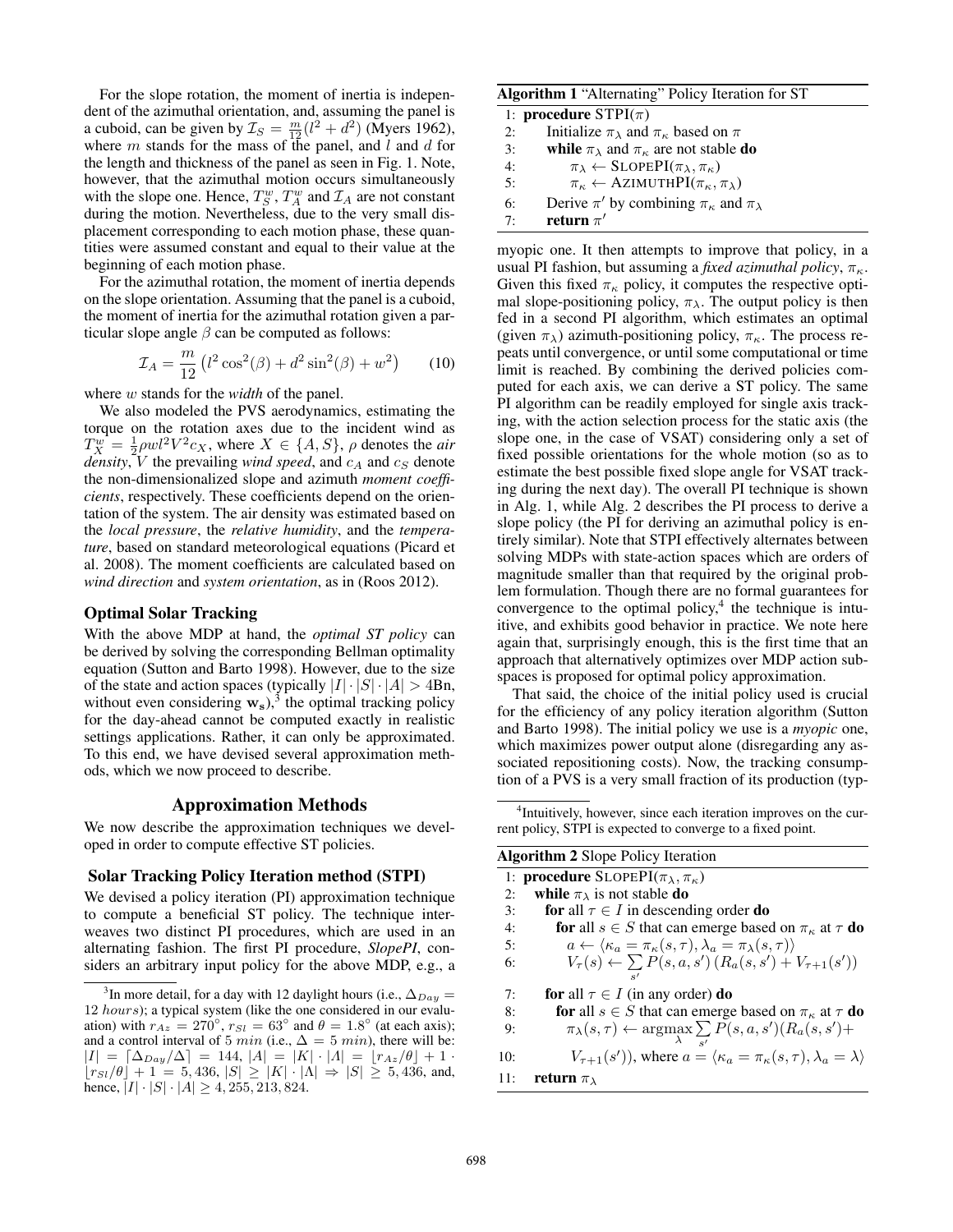For the slope rotation, the moment of inertia is independent of the azimuthal orientation, and, assuming the panel is a cuboid, can be given by $\mathcal{I}_S = \frac{m}{12}(l^2 + d^2)$ (Myers 1962), where $m$ stands for the mass of the panel, and $l$ and $d$ for the length and thickness of the panel as seen in Fig. 1. Note, however, that the azimuthal motion occurs simultaneously with the slope one. Hence, $T^w_S$, $T^w_A$ and $\mathcal{I}_A$ are not constant during the motion. Nevertheless, due to the very small displacement corresponding to each motion phase, these quantities were assumed constant and equal to their value at the beginning of each motion phase.

For the azimuthal rotation, the moment of inertia depends on the slope orientation. Assuming that the panel is a cuboid, the moment of inertia for the azimuthal rotation given a particular slope angle $\beta$ can be computed as follows:

$$\mathcal{I}_A = \frac{m}{12}\left(l^2\cos^2(\beta) + d^2\sin^2(\beta) + w^2\right) \qquad (10)$$

where $w$ stands for the *width* of the panel.

We also modeled the PVS aerodynamics, estimating the torque on the rotation axes due to the incident wind as $T^w_X = \frac{1}{2}\rho w l^2 V^2 c_X$, where $X \in \{A, S\}$, $\rho$ denotes the *air density*, $V$ the prevailing *wind speed*, and $c_A$ and $c_S$ denote the non-dimensionalized slope and azimuth *moment coefficients*, respectively. These coefficients depend on the orientation of the system. The air density was estimated based on the *local pressure*, the *relative humidity*, and the *temperature*, based on standard meteorological equations (Picard et al. 2008). The moment coefficients are calculated based on *wind direction* and *system orientation*, as in (Roos 2012).

### Optimal Solar Tracking

With the above MDP at hand, the *optimal ST policy* can be derived by solving the corresponding Bellman optimality equation (Sutton and Barto 1998). However, due to the size of the state and action spaces (typically $|I| \cdot |S| \cdot |A| > 4$Bn, without even considering $\mathbf{w_s}$),[3] the optimal tracking policy for the day-ahead cannot be computed exactly in realistic settings applications. Rather, it can only be approximated. To this end, we have devised several approximation methods, which we now proceed to describe.

## Approximation Methods

We now describe the approximation techniques we developed in order to compute effective ST policies.

### Solar Tracking Policy Iteration method (STPI)

We devised a policy iteration (PI) approximation technique to compute a beneficial ST policy. The technique interweaves two distinct PI procedures, which are used in an alternating fashion. The first PI procedure, *SlopePI*, considers an arbitrary input policy for the above MDP, e.g., a myopic one. It then attempts to improve that policy, in a usual PI fashion, but assuming a *fixed azimuthal policy*, $\pi_\kappa$. Given this fixed $\pi_\kappa$ policy, it computes the respective optimal slope-positioning policy, $\pi_\lambda$. The output policy is then fed in a second PI algorithm, which estimates an optimal (given $\pi_\lambda$) azimuth-positioning policy, $\pi_\kappa$. The process repeats until convergence, or until some computational or time limit is reached. By combining the derived policies computed for each axis, we can derive a ST policy. The same PI algorithm can be readily employed for single axis tracking, with the action selection process for the static axis (the slope one, in the case of VSAT) considering only a set of fixed possible orientations for the whole motion (so as to estimate the best possible fixed slope angle for VSAT tracking during the next day). The overall PI technique is shown in Alg. 1, while Alg. 2 describes the PI process to derive a slope policy (the PI for deriving an azimuthal policy is entirely similar). Note that STPI effectively alternates between solving MDPs with state-action spaces which are orders of magnitude smaller than that required by the original problem formulation. Though there are no formal guarantees for convergence to the optimal policy,[4] the technique is intuitive, and exhibits good behavior in practice. We note here again that, surprisingly enough, this is the first time that an approach that alternatively optimizes over MDP action subspaces is proposed for optimal policy approximation.

That said, the choice of the initial policy used is crucial for the efficiency of any policy iteration algorithm (Sutton and Barto 1998). The initial policy we use is a *myopic* one, which maximizes power output alone (disregarding any associated repositioning costs). Now, the tracking consumption of a PVS is a very small fraction of its production (typ-

**Algorithm 1** "Alternating" Policy Iteration for ST

```
1: procedure STPI(π)
2:     Initialize π_λ and π_κ based on π
3:     while π_λ and π_κ are not stable do
4:         π_λ ← SLOPEPI(π_λ, π_κ)
5:         π_κ ← AZIMUTHPI(π_κ, π_λ)
6:     Derive π' by combining π_κ and π_λ
7:     return π'
```

**Algorithm 2** Slope Policy Iteration

```
1: procedure SLOPEPI(π_λ, π_κ)
2:   while π_λ is not stable do
3:     for all τ ∈ I in descending order do
4:       for all s ∈ S that can emerge based on π_κ at τ do
5:         a ← ⟨κ_a = π_κ(s, τ), λ_a = π_λ(s, τ)⟩
6:         V_τ(s) ← Σ_{s'} P(s, a, s') (R_a(s, s') + V_{τ+1}(s'))
7:     for all τ ∈ I (in any order) do
8:       for all s ∈ S that can emerge based on π_κ at τ do
9:         π_λ(s, τ) ← argmax_λ Σ_{s'} P(s, a, s')(R_a(s, s') +
10:            V_{τ+1}(s')), where a = ⟨κ_a = π_κ(s, τ), λ_a = λ⟩
11:  return π_λ
```

---

[3] In more detail, for a day with 12 daylight hours (i.e., $\Delta_{Day} = 12\ hours$); a typical system (like the one considered in our evaluation) with $r_{Az} = 270^\circ$, $r_{Sl} = 63^\circ$ and $\theta = 1.8^\circ$ (at each axis); and a control interval of $5\ min$ (i.e., $\Delta = 5\ min$), there will be: $|I| = \lceil \Delta_{Day}/\Delta \rceil = 144$, $|A| = |K| \cdot |\Lambda| = \lfloor r_{Az}/\theta \rfloor + 1 \cdot \lfloor r_{Sl}/\theta \rfloor + 1 = 5,436$, $|S| \geq |K| \cdot |\Lambda| \Rightarrow |S| \geq 5,436$, and, hence, $|I| \cdot |S| \cdot |A| \geq 4,255,213,824$.

[4] Intuitively, however, since each iteration improves on the current policy, STPI is expected to converge to a fixed point.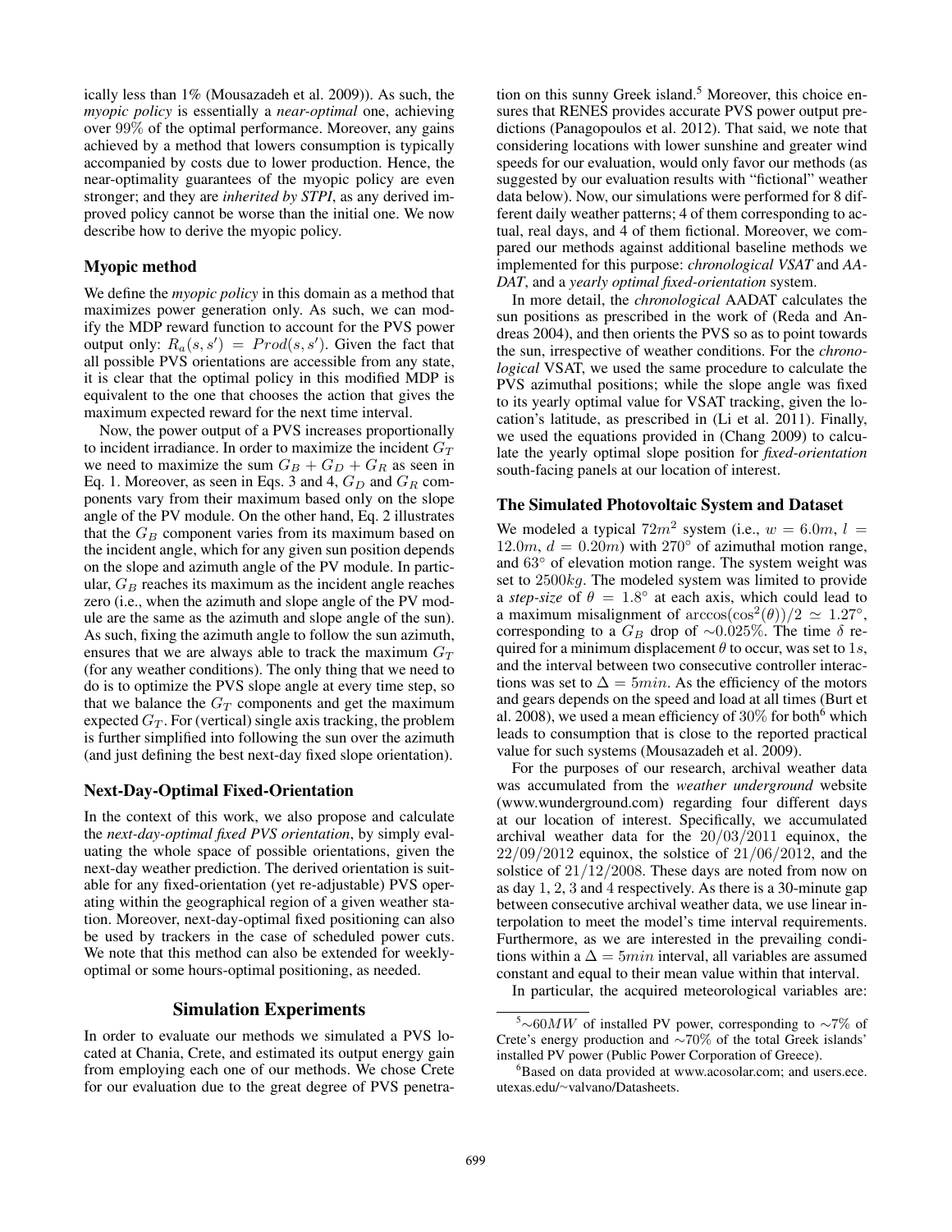ically less than 1% (Mousazadeh et al. 2009)). As such, the *myopic policy* is essentially a *near-optimal* one, achieving over 99% of the optimal performance. Moreover, any gains achieved by a method that lowers consumption is typically accompanied by costs due to lower production. Hence, the near-optimality guarantees of the myopic policy are even stronger; and they are *inherited by STPI*, as any derived improved policy cannot be worse than the initial one. We now describe how to derive the myopic policy.

### Myopic method

We define the *myopic policy* in this domain as a method that maximizes power generation only. As such, we can modify the MDP reward function to account for the PVS power output only: $R_a(s, s') = Prod(s, s')$. Given the fact that all possible PVS orientations are accessible from any state, it is clear that the optimal policy in this modified MDP is equivalent to the one that chooses the action that gives the maximum expected reward for the next time interval.

Now, the power output of a PVS increases proportionally to incident irradiance. In order to maximize the incident $G_T$ we need to maximize the sum $G_B + G_D + G_R$ as seen in Eq. 1. Moreover, as seen in Eqs. 3 and 4, $G_D$ and $G_R$ components vary from their maximum based only on the slope angle of the PV module. On the other hand, Eq. 2 illustrates that the $G_B$ component varies from its maximum based on the incident angle, which for any given sun position depends on the slope and azimuth angle of the PV module. In particular, $G_B$ reaches its maximum as the incident angle reaches zero (i.e., when the azimuth and slope angle of the PV module are the same as the azimuth and slope angle of the sun). As such, fixing the azimuth angle to follow the sun azimuth, ensures that we are always able to track the maximum $G_T$ (for any weather conditions). The only thing that we need to do is to optimize the PVS slope angle at every time step, so that we balance the $G_T$ components and get the maximum expected $G_T$. For (vertical) single axis tracking, the problem is further simplified into following the sun over the azimuth (and just defining the best next-day fixed slope orientation).

### Next-Day-Optimal Fixed-Orientation

In the context of this work, we also propose and calculate the *next-day-optimal fixed PVS orientation*, by simply evaluating the whole space of possible orientations, given the next-day weather prediction. The derived orientation is suitable for any fixed-orientation (yet re-adjustable) PVS operating within the geographical region of a given weather station. Moreover, next-day-optimal fixed positioning can also be used by trackers in the case of scheduled power cuts. We note that this method can also be extended for weekly-optimal or some hours-optimal positioning, as needed.

## Simulation Experiments

In order to evaluate our methods we simulated a PVS located at Chania, Crete, and estimated its output energy gain from employing each one of our methods. We chose Crete for our evaluation due to the great degree of PVS penetration on this sunny Greek island.[5] Moreover, this choice ensures that RENES provides accurate PVS power output predictions (Panagopoulos et al. 2012). That said, we note that considering locations with lower sunshine and greater wind speeds for our evaluation, would only favor our methods (as suggested by our evaluation results with "fictional" weather data below). Now, our simulations were performed for 8 different daily weather patterns; 4 of them corresponding to actual, real days, and 4 of them fictional. Moreover, we compared our methods against additional baseline methods we implemented for this purpose: *chronological VSAT* and *AADAT*, and a *yearly optimal fixed-orientation* system.

In more detail, the *chronological* AADAT calculates the sun positions as prescribed in the work of (Reda and Andreas 2004), and then orients the PVS so as to point towards the sun, irrespective of weather conditions. For the *chronological* VSAT, we used the same procedure to calculate the PVS azimuthal positions; while the slope angle was fixed to its yearly optimal value for VSAT tracking, given the location's latitude, as prescribed in (Li et al. 2011). Finally, we used the equations provided in (Chang 2009) to calculate the yearly optimal slope position for *fixed-orientation* south-facing panels at our location of interest.

### The Simulated Photovoltaic System and Dataset

We modeled a typical $72m^2$ system (i.e., $w = 6.0m$, $l = 12.0m$, $d = 0.20m$) with $270°$ of azimuthal motion range, and $63°$ of elevation motion range. The system weight was set to $2500kg$. The modeled system was limited to provide a *step-size* of $\theta = 1.8°$ at each axis, which could lead to a maximum misalignment of $\arccos(\cos^2(\theta))/2 \simeq 1.27°$, corresponding to a $G_B$ drop of $\sim 0.025\%$. The time $\delta$ required for a minimum displacement $\theta$ to occur, was set to $1s$, and the interval between two consecutive controller interactions was set to $\Delta = 5min$. As the efficiency of the motors and gears depends on the speed and load at all times (Burt et al. 2008), we used a mean efficiency of 30% for both[6] which leads to consumption that is close to the reported practical value for such systems (Mousazadeh et al. 2009).

For the purposes of our research, archival weather data was accumulated from the *weather underground* website (www.wunderground.com) regarding four different days at our location of interest. Specifically, we accumulated archival weather data for the $20/03/2011$ equinox, the $22/09/2012$ equinox, the solstice of $21/06/2012$, and the solstice of $21/12/2008$. These days are noted from now on as day 1, 2, 3 and 4 respectively. As there is a 30-minute gap between consecutive archival weather data, we use linear interpolation to meet the model's time interval requirements. Furthermore, as we are interested in the prevailing conditions within a $\Delta = 5min$ interval, all variables are assumed constant and equal to their mean value within that interval.

In particular, the acquired meteorological variables are:

---

[5] $\sim 60MW$ of installed PV power, corresponding to $\sim 7\%$ of Crete's energy production and $\sim 70\%$ of the total Greek islands' installed PV power (Public Power Corporation of Greece).

[6] Based on data provided at www.acosolar.com; and users.ece.utexas.edu/~valvano/Datasheets.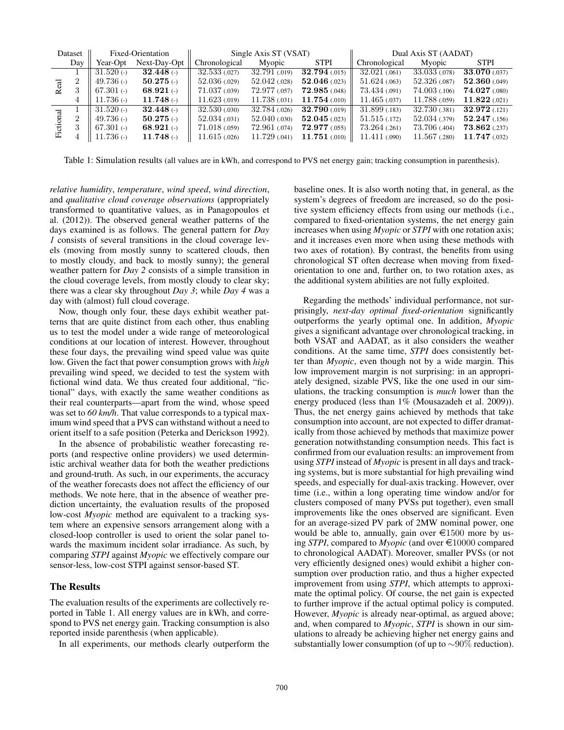| Dataset | | Fixed-Orientation | | Single Axis ST (VSAT) | | | Dual Axis ST (AADAT) | | |
|---|---|---|---|---|---|---|---|---|---|
| | Day | Year-Opt | Next-Day-Opt | Chronological | Myopic | STPI | Chronological | Myopic | STPI |
| Real | 1 | 31.520 (-) | **32.448** (-) | 32.533 (.027) | 32.791 (.019) | **32.794** (.015) | 32.021 (.061) | 33.033 (.078) | **33.070** (.037) |
| | 2 | 49.736 (-) | **50.275** (-) | 52.036 (.029) | 52.042 (.028) | **52.046** (.023) | 51.624 (.063) | 52.326 (.087) | **52.360** (.049) |
| | 3 | 67.301 (-) | **68.921** (-) | 71.037 (.039) | 72.977 (.057) | **72.985** (.048) | 73.434 (.091) | 74.003 (.106) | **74.027** (.080) |
| | 4 | 11.736 (-) | **11.748** (-) | 11.623 (.019) | 11.738 (.031) | **11.754** (.010) | 11.465 (.037) | 11.788 (.059) | **11.822** (.021) |
| Fictional | 1 | 31.520 (-) | **32.448** (-) | 32.530 (.030) | 32.784 (.026) | **32.790** (.019) | 31.899 (.183) | 32.730 (.381) | **32.972** (.121) |
| | 2 | 49.736 (-) | **50.275** (-) | 52.034 (.031) | 52.040 (.030) | **52.045** (.023) | 51.515 (.172) | 52.034 (.379) | **52.247** (.156) |
| | 3 | 67.301 (-) | **68.921** (-) | 71.018 (.059) | 72.961 (.074) | **72.977** (.055) | 73.264 (.261) | 73.706 (.404) | **73.862** (.237) |
| | 4 | 11.736 (-) | **11.748** (-) | 11.615 (.026) | 11.729 (.041) | **11.751** (.010) | 11.411 (.090) | 11.567 (.280) | **11.747** (.032) |

Table 1: Simulation results (all values are in kWh, and correspond to PVS net energy gain; tracking consumption in parenthesis).

*relative humidity*, *temperature*, *wind speed*, *wind direction*, and *qualitative cloud coverage observations* (appropriately transformed to quantitative values, as in Panagopoulos et al. (2012)). The observed general weather patterns of the days examined is as follows. The general pattern for *Day 1* consists of several transitions in the cloud coverage levels (moving from mostly sunny to scattered clouds, then to mostly cloudy, and back to mostly sunny); the general weather pattern for *Day 2* consists of a simple transition in the cloud coverage levels, from mostly cloudy to clear sky; there was a clear sky throughout *Day 3*; while *Day 4* was a day with (almost) full cloud coverage.

Now, though only four, these days exhibit weather patterns that are quite distinct from each other, thus enabling us to test the model under a wide range of meteorological conditions at our location of interest. However, throughout these four days, the prevailing wind speed value was quite low. Given the fact that power consumption grows with *high* prevailing wind speed, we decided to test the system with fictional wind data. We thus created four additional, "fictional" days, with exactly the same weather conditions as their real counterparts—apart from the wind, whose speed was set to *60 km/h*. That value corresponds to a typical maximum wind speed that a PVS can withstand without a need to orient itself to a safe position (Peterka and Derickson 1992).

In the absence of probabilistic weather forecasting reports (and respective online providers) we used deterministic archival weather data for both the weather predictions and ground-truth. As such, in our experiments, the accuracy of the weather forecasts does not affect the efficiency of our methods. We note here, that in the absence of weather prediction uncertainty, the evaluation results of the proposed low-cost *Myopic* method are equivalent to a tracking system where an expensive sensors arrangement along with a closed-loop controller is used to orient the solar panel towards the maximum incident solar irradiance. As such, by comparing *STPI* against *Myopic* we effectively compare our sensor-less, low-cost STPI against sensor-based ST.

## The Results

The evaluation results of the experiments are collectively reported in Table 1. All energy values are in kWh, and correspond to PVS net energy gain. Tracking consumption is also reported inside parenthesis (when applicable).

In all experiments, our methods clearly outperform the baseline ones. It is also worth noting that, in general, as the system's degrees of freedom are increased, so do the positive system efficiency effects from using our methods (i.e., compared to fixed-orientation systems, the net energy gain increases when using *Myopic* or *STPI* with one rotation axis; and it increases even more when using these methods with two axes of rotation). By contrast, the benefits from using chronological ST often decrease when moving from fixed-orientation to one and, further on, to two rotation axes, as the additional system abilities are not fully exploited.

Regarding the methods' individual performance, not surprisingly, *next-day optimal fixed-orientation* significantly outperforms the yearly optimal one. In addition, *Myopic* gives a significant advantage over chronological tracking, in both VSAT and AADAT, as it also considers the weather conditions. At the same time, *STPI* does consistently better than *Myopic*, even though not by a wide margin. This low improvement margin is not surprising: in an appropriately designed, sizable PVS, like the one used in our simulations, the tracking consumption is *much* lower than the energy produced (less than 1% (Mousazadeh et al. 2009)). Thus, the net energy gains achieved by methods that take consumption into account, are not expected to differ dramatically from those achieved by methods that maximize power generation notwithstanding consumption needs. This fact is confirmed from our evaluation results: an improvement from using *STPI* instead of *Myopic* is present in all days and tracking systems, but is more substantial for high prevailing wind speeds, and especially for dual-axis tracking. However, over time (i.e., within a long operating time window and/or for clusters composed of many PVSs put together), even small improvements like the ones observed are significant. Even for an average-sized PV park of 2MW nominal power, one would be able to, annually, gain over €1500 more by using *STPI*, compared to *Myopic* (and over €10000 compared to chronological AADAT). Moreover, smaller PVSs (or not very efficiently designed ones) would exhibit a higher consumption over production ratio, and thus a higher expected improvement from using *STPI*, which attempts to approximate the optimal policy. Of course, the net gain is expected to further improve if the actual optimal policy is computed. However, *Myopic* is already near-optimal, as argued above; and, when compared to *Myopic*, *STPI* is shown in our simulations to already be achieving higher net energy gains and substantially lower consumption (of up to $\sim$90% reduction).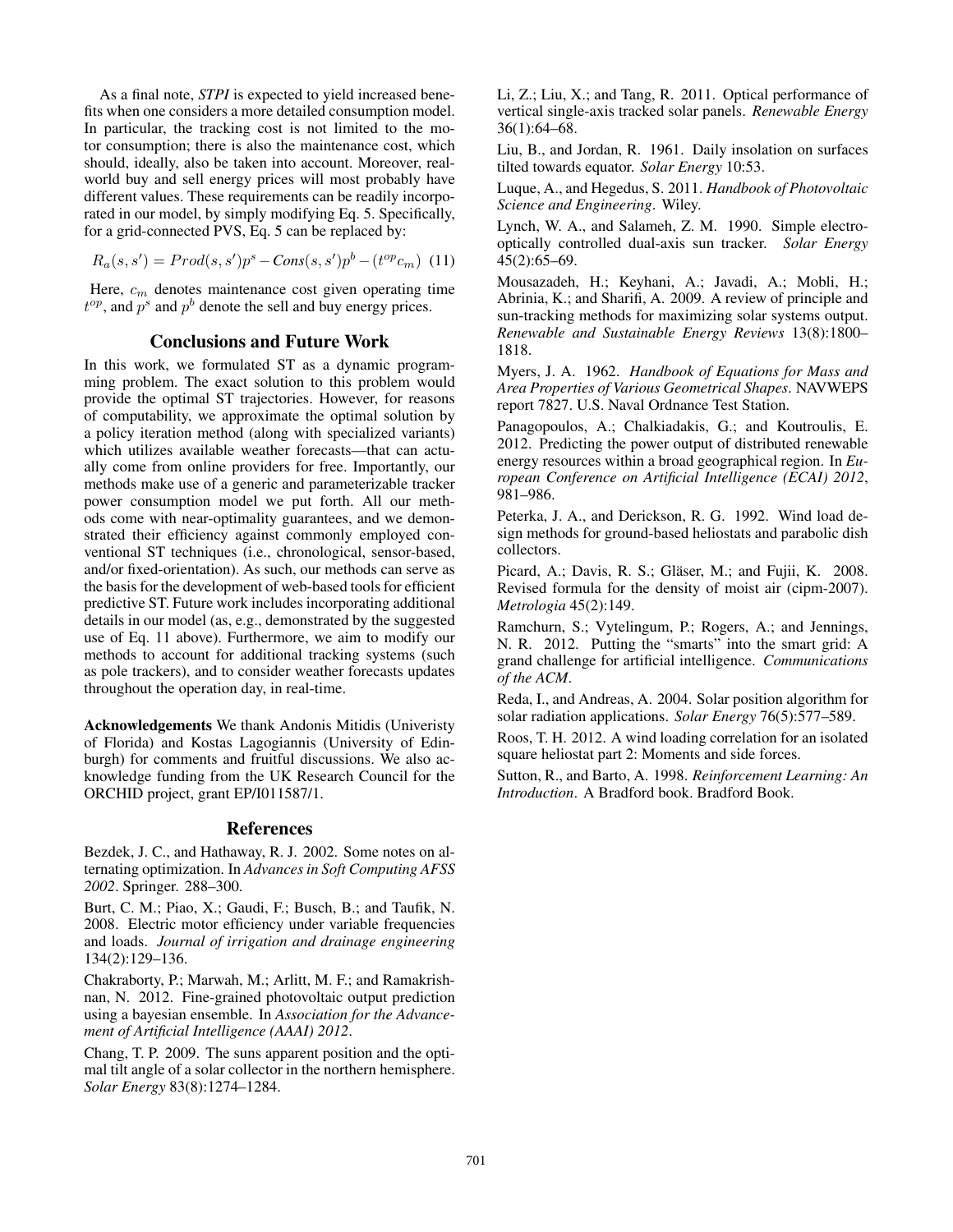As a final note, *STPI* is expected to yield increased benefits when one considers a more detailed consumption model. In particular, the tracking cost is not limited to the motor consumption; there is also the maintenance cost, which should, ideally, also be taken into account. Moreover, real-world buy and sell energy prices will most probably have different values. These requirements can be readily incorporated in our model, by simply modifying Eq. 5. Specifically, for a grid-connected PVS, Eq. 5 can be replaced by:

$$R_a(s, s') = Prod(s, s')p^s - \mathit{Cons}(s, s')p^b - (t^{op}c_m) \quad (11)$$

Here, $c_m$ denotes maintenance cost given operating time $t^{op}$, and $p^s$ and $p^b$ denote the sell and buy energy prices.

## Conclusions and Future Work

In this work, we formulated ST as a dynamic programming problem. The exact solution to this problem would provide the optimal ST trajectories. However, for reasons of computability, we approximate the optimal solution by a policy iteration method (along with specialized variants) which utilizes available weather forecasts—that can actually come from online providers for free. Importantly, our methods make use of a generic and parameterizable tracker power consumption model we put forth. All our methods come with near-optimality guarantees, and we demonstrated their efficiency against commonly employed conventional ST techniques (i.e., chronological, sensor-based, and/or fixed-orientation). As such, our methods can serve as the basis for the development of web-based tools for efficient predictive ST. Future work includes incorporating additional details in our model (as, e.g., demonstrated by the suggested use of Eq. 11 above). Furthermore, we aim to modify our methods to account for additional tracking systems (such as pole trackers), and to consider weather forecasts updates throughout the operation day, in real-time.

**Acknowledgements** We thank Andonis Mitidis (Univeristy of Florida) and Kostas Lagogiannis (University of Edinburgh) for comments and fruitful discussions. We also acknowledge funding from the UK Research Council for the ORCHID project, grant EP/I011587/1.

## References

Bezdek, J. C., and Hathaway, R. J. 2002. Some notes on alternating optimization. In *Advances in Soft Computing AFSS 2002*. Springer. 288–300.

Burt, C. M.; Piao, X.; Gaudi, F.; Busch, B.; and Taufik, N. 2008. Electric motor efficiency under variable frequencies and loads. *Journal of irrigation and drainage engineering* 134(2):129–136.

Chakraborty, P.; Marwah, M.; Arlitt, M. F.; and Ramakrishnan, N. 2012. Fine-grained photovoltaic output prediction using a bayesian ensemble. In *Association for the Advancement of Artificial Intelligence (AAAI) 2012*.

Chang, T. P. 2009. The suns apparent position and the optimal tilt angle of a solar collector in the northern hemisphere. *Solar Energy* 83(8):1274–1284.

Li, Z.; Liu, X.; and Tang, R. 2011. Optical performance of vertical single-axis tracked solar panels. *Renewable Energy* 36(1):64–68.

Liu, B., and Jordan, R. 1961. Daily insolation on surfaces tilted towards equator. *Solar Energy* 10:53.

Luque, A., and Hegedus, S. 2011. *Handbook of Photovoltaic Science and Engineering*. Wiley.

Lynch, W. A., and Salameh, Z. M. 1990. Simple electro-optically controlled dual-axis sun tracker. *Solar Energy* 45(2):65–69.

Mousazadeh, H.; Keyhani, A.; Javadi, A.; Mobli, H.; Abrinia, K.; and Sharifi, A. 2009. A review of principle and sun-tracking methods for maximizing solar systems output. *Renewable and Sustainable Energy Reviews* 13(8):1800–1818.

Myers, J. A. 1962. *Handbook of Equations for Mass and Area Properties of Various Geometrical Shapes*. NAVWEPS report 7827. U.S. Naval Ordnance Test Station.

Panagopoulos, A.; Chalkiadakis, G.; and Koutroulis, E. 2012. Predicting the power output of distributed renewable energy resources within a broad geographical region. In *European Conference on Artificial Intelligence (ECAI) 2012*, 981–986.

Peterka, J. A., and Derickson, R. G. 1992. Wind load design methods for ground-based heliostats and parabolic dish collectors.

Picard, A.; Davis, R. S.; Gläser, M.; and Fujii, K. 2008. Revised formula for the density of moist air (cipm-2007). *Metrologia* 45(2):149.

Ramchurn, S.; Vytelingum, P.; Rogers, A.; and Jennings, N. R. 2012. Putting the "smarts" into the smart grid: A grand challenge for artificial intelligence. *Communications of the ACM*.

Reda, I., and Andreas, A. 2004. Solar position algorithm for solar radiation applications. *Solar Energy* 76(5):577–589.

Roos, T. H. 2012. A wind loading correlation for an isolated square heliostat part 2: Moments and side forces.

Sutton, R., and Barto, A. 1998. *Reinforcement Learning: An Introduction*. A Bradford book. Bradford Book.